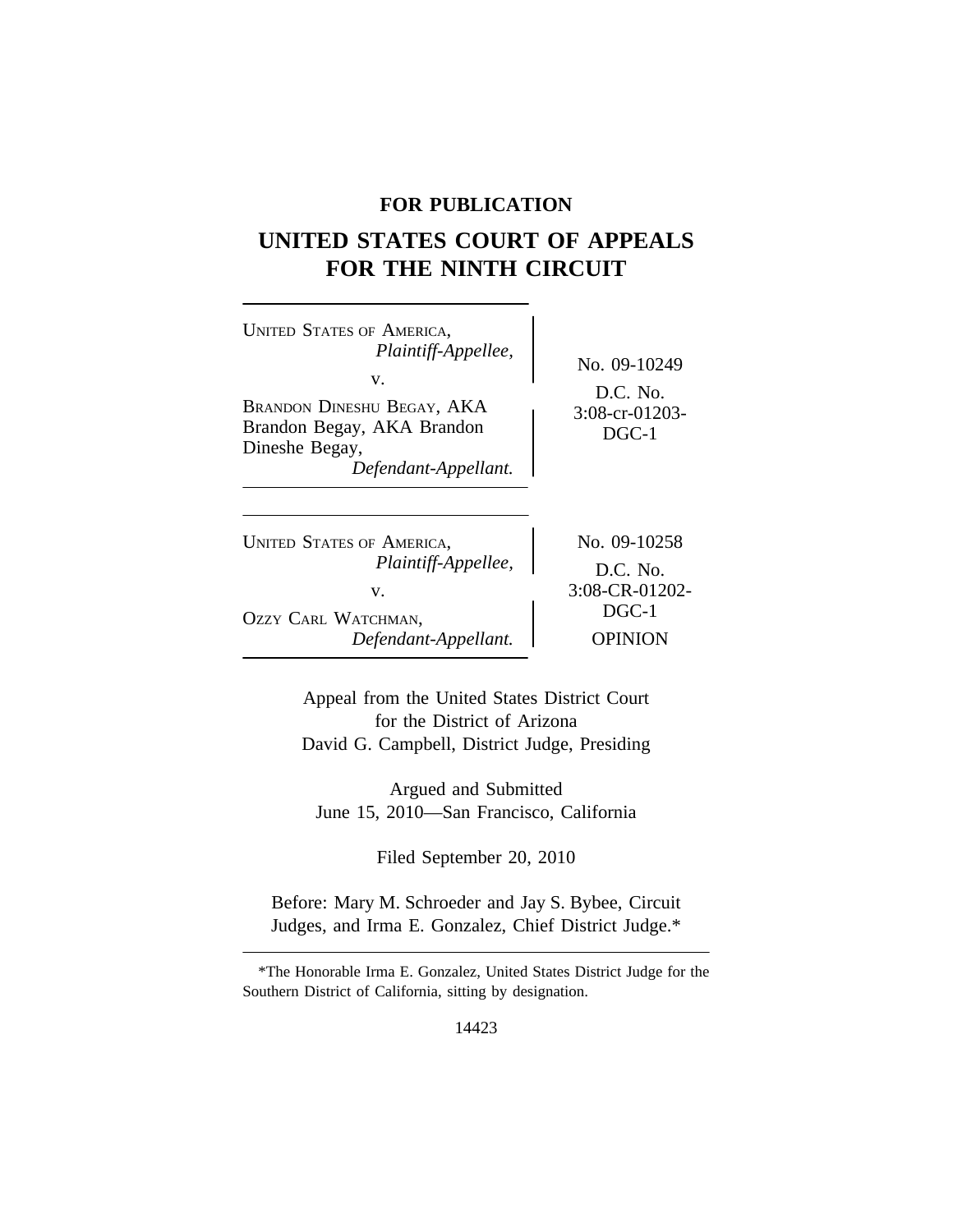**FOR PUBLICATION**

# UNITED STATES COURT OF APPEALS FOR THE NINTH CIRCUIT

UNITED STATES OF AMERICA,
*Plaintiff-Appellee,*
v.
BRANDON DINESHU BEGAY, AKA Brandon Begay, AKA Brandon Dineshe Begay,
*Defendant-Appellant.*

No. 09-10249
D.C. No. 3:08-cr-01203-DGC-1

UNITED STATES OF AMERICA,
*Plaintiff-Appellee,*
v.
OZZY CARL WATCHMAN,
*Defendant-Appellant.*

No. 09-10258
D.C. No. 3:08-CR-01202-DGC-1
OPINION

Appeal from the United States District Court for the District of Arizona
David G. Campbell, District Judge, Presiding

Argued and Submitted
June 15, 2010—San Francisco, California

Filed September 20, 2010

Before: Mary M. Schroeder and Jay S. Bybee, Circuit Judges, and Irma E. Gonzalez, Chief District Judge.*

---

*The Honorable Irma E. Gonzalez, United States District Judge for the Southern District of California, sitting by designation.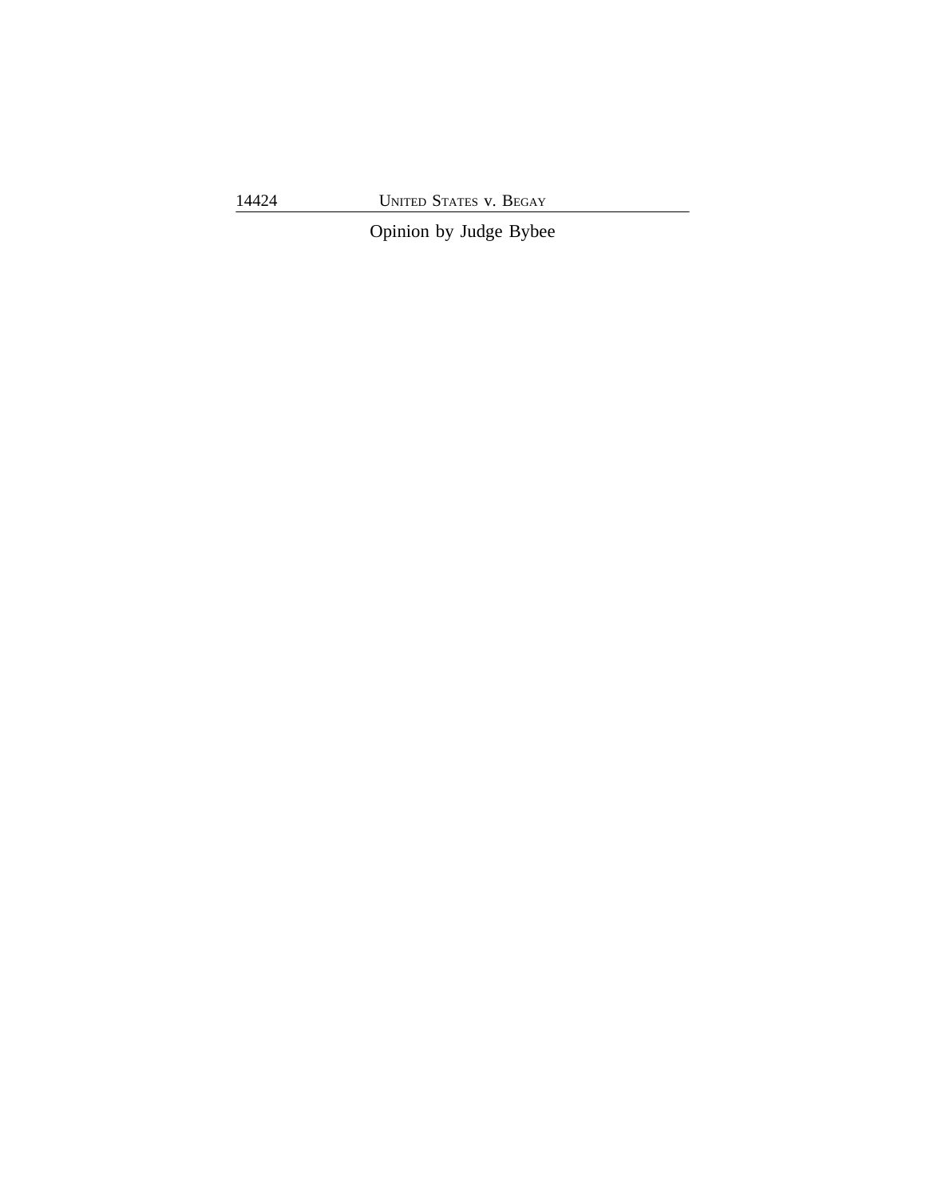Opinion by Judge Bybee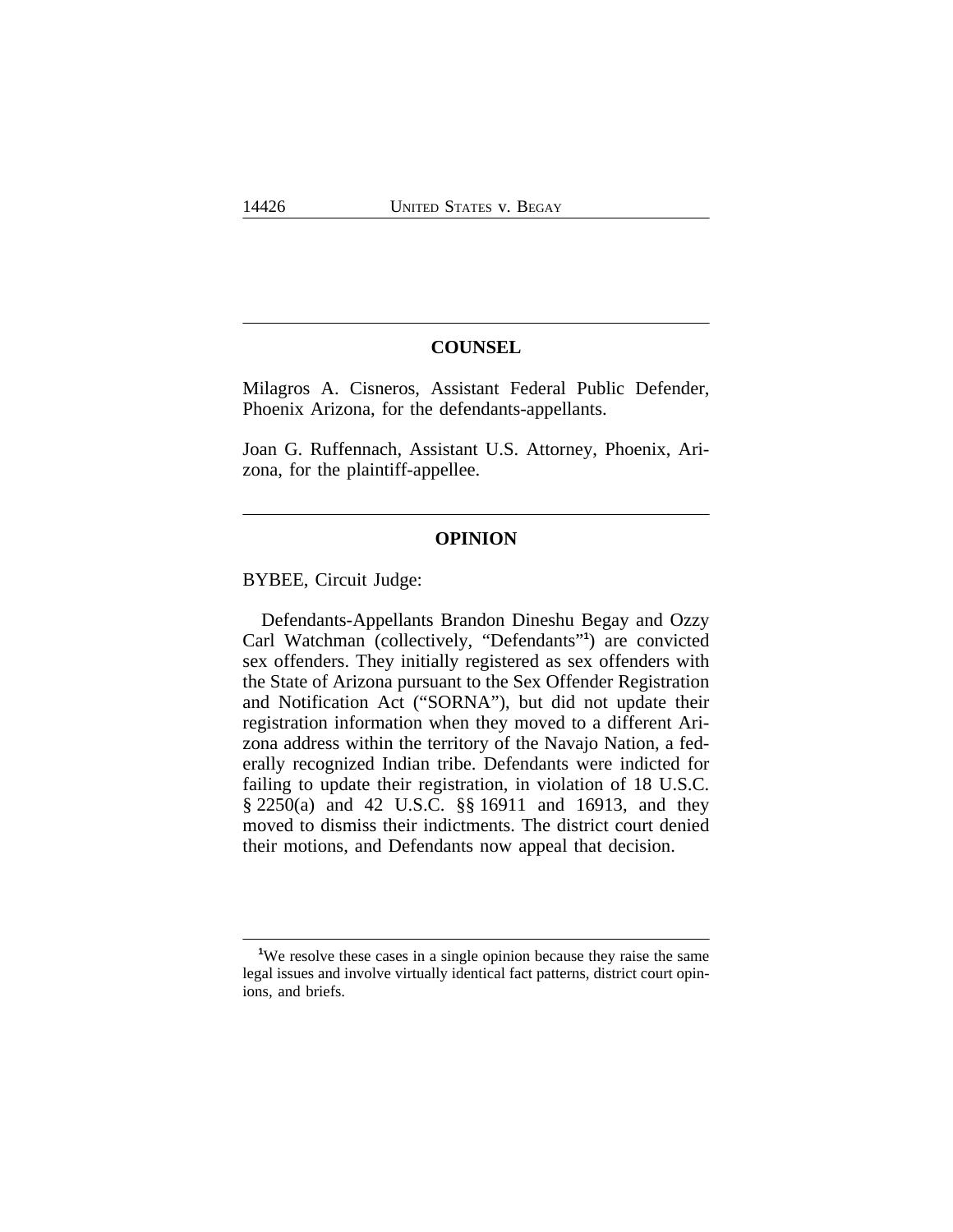## COUNSEL

Milagros A. Cisneros, Assistant Federal Public Defender, Phoenix Arizona, for the defendants-appellants.

Joan G. Ruffennach, Assistant U.S. Attorney, Phoenix, Arizona, for the plaintiff-appellee.

## OPINION

BYBEE, Circuit Judge:

Defendants-Appellants Brandon Dineshu Begay and Ozzy Carl Watchman (collectively, "Defendants"[1]) are convicted sex offenders. They initially registered as sex offenders with the State of Arizona pursuant to the Sex Offender Registration and Notification Act ("SORNA"), but did not update their registration information when they moved to a different Arizona address within the territory of the Navajo Nation, a federally recognized Indian tribe. Defendants were indicted for failing to update their registration, in violation of 18 U.S.C. § 2250(a) and 42 U.S.C. §§ 16911 and 16913, and they moved to dismiss their indictments. The district court denied their motions, and Defendants now appeal that decision.

---

[1] We resolve these cases in a single opinion because they raise the same legal issues and involve virtually identical fact patterns, district court opinions, and briefs.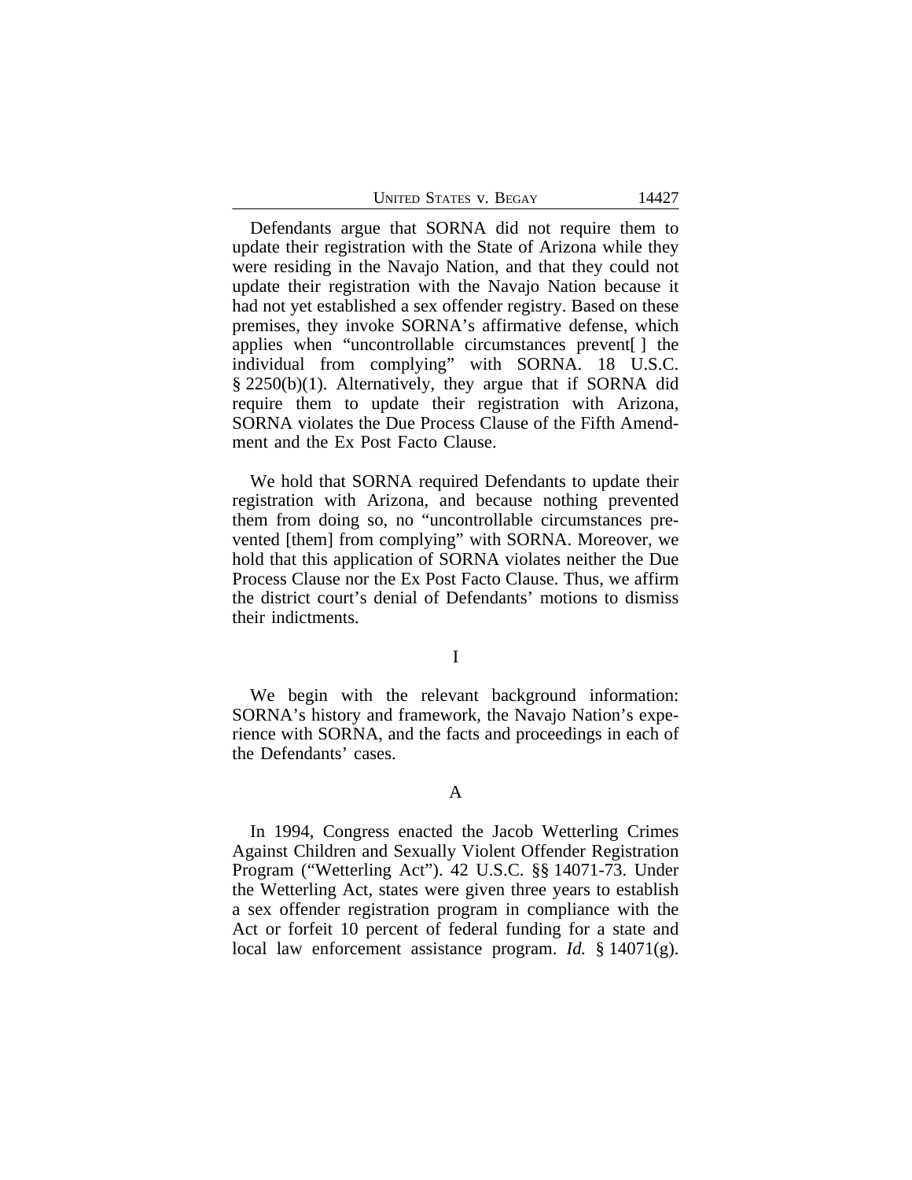Defendants argue that SORNA did not require them to update their registration with the State of Arizona while they were residing in the Navajo Nation, and that they could not update their registration with the Navajo Nation because it had not yet established a sex offender registry. Based on these premises, they invoke SORNA's affirmative defense, which applies when "uncontrollable circumstances prevent[ ] the individual from complying" with SORNA. 18 U.S.C. § 2250(b)(1). Alternatively, they argue that if SORNA did require them to update their registration with Arizona, SORNA violates the Due Process Clause of the Fifth Amendment and the Ex Post Facto Clause.

We hold that SORNA required Defendants to update their registration with Arizona, and because nothing prevented them from doing so, no "uncontrollable circumstances prevented [them] from complying" with SORNA. Moreover, we hold that this application of SORNA violates neither the Due Process Clause nor the Ex Post Facto Clause. Thus, we affirm the district court's denial of Defendants' motions to dismiss their indictments.

# I

We begin with the relevant background information: SORNA's history and framework, the Navajo Nation's experience with SORNA, and the facts and proceedings in each of the Defendants' cases.

## A

In 1994, Congress enacted the Jacob Wetterling Crimes Against Children and Sexually Violent Offender Registration Program ("Wetterling Act"). 42 U.S.C. §§ 14071-73. Under the Wetterling Act, states were given three years to establish a sex offender registration program in compliance with the Act or forfeit 10 percent of federal funding for a state and local law enforcement assistance program. *Id.* § 14071(g).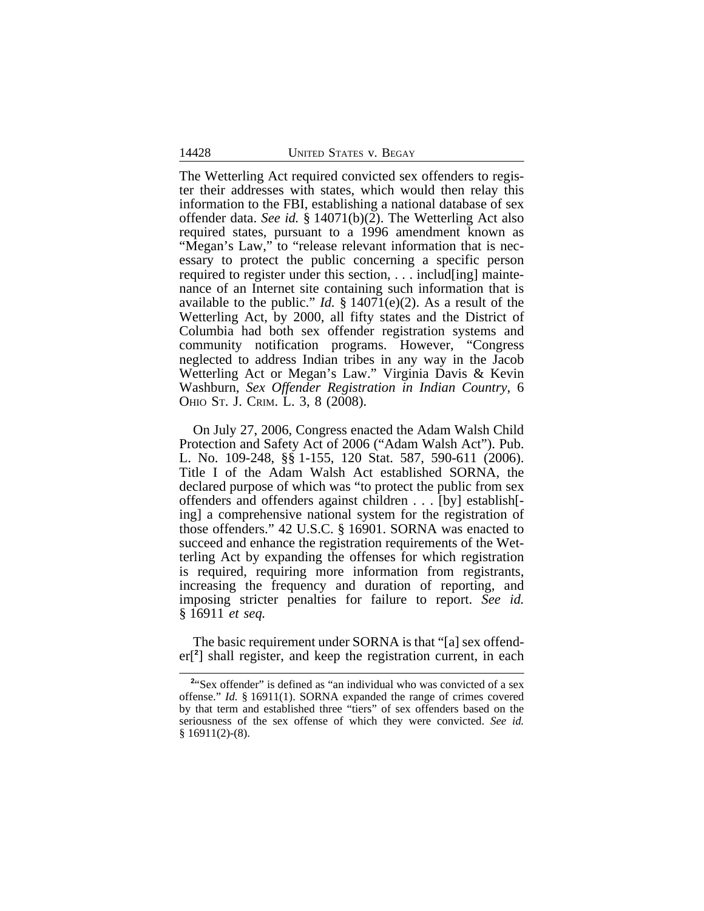The Wetterling Act required convicted sex offenders to register their addresses with states, which would then relay this information to the FBI, establishing a national database of sex offender data. *See id.* § 14071(b)(2). The Wetterling Act also required states, pursuant to a 1996 amendment known as "Megan's Law," to "release relevant information that is necessary to protect the public concerning a specific person required to register under this section, . . . includ[ing] maintenance of an Internet site containing such information that is available to the public." *Id.* § 14071(e)(2). As a result of the Wetterling Act, by 2000, all fifty states and the District of Columbia had both sex offender registration systems and community notification programs. However, "Congress neglected to address Indian tribes in any way in the Jacob Wetterling Act or Megan's Law." Virginia Davis & Kevin Washburn, *Sex Offender Registration in Indian Country*, 6 OHIO ST. J. CRIM. L. 3, 8 (2008).

On July 27, 2006, Congress enacted the Adam Walsh Child Protection and Safety Act of 2006 ("Adam Walsh Act"). Pub. L. No. 109-248, §§ 1-155, 120 Stat. 587, 590-611 (2006). Title I of the Adam Walsh Act established SORNA, the declared purpose of which was "to protect the public from sex offenders and offenders against children . . . [by] establish[ing] a comprehensive national system for the registration of those offenders." 42 U.S.C. § 16901. SORNA was enacted to succeed and enhance the registration requirements of the Wetterling Act by expanding the offenses for which registration is required, requiring more information from registrants, increasing the frequency and duration of reporting, and imposing stricter penalties for failure to report. *See id.* § 16911 *et seq.*

The basic requirement under SORNA is that "[a] sex offender[[2]] shall register, and keep the registration current, in each

[2]"Sex offender" is defined as "an individual who was convicted of a sex offense." *Id.* § 16911(1). SORNA expanded the range of crimes covered by that term and established three "tiers" of sex offenders based on the seriousness of the sex offense of which they were convicted. *See id.* § 16911(2)-(8).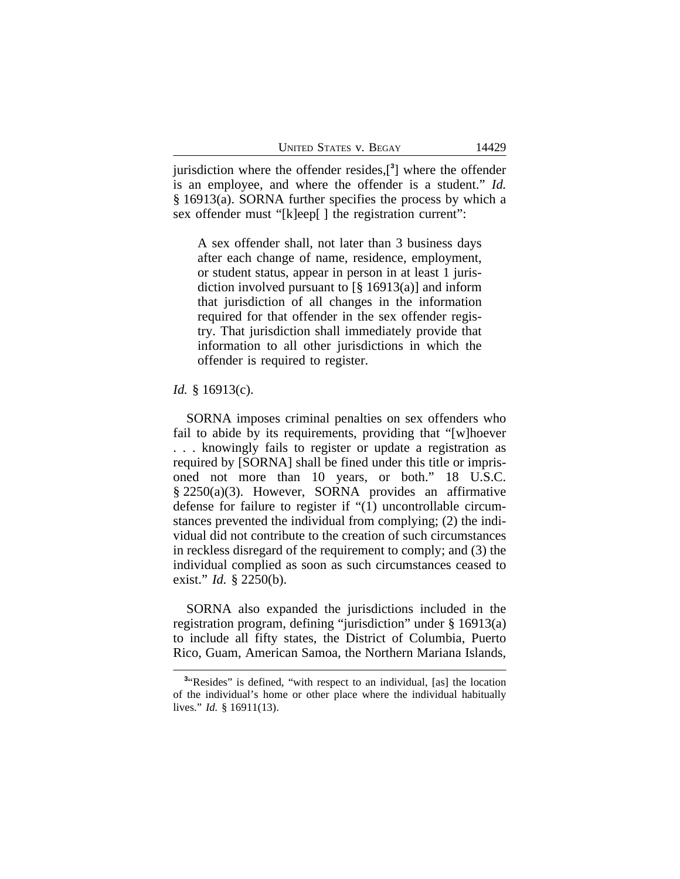jurisdiction where the offender resides,[3] where the offender is an employee, and where the offender is a student." *Id.* § 16913(a). SORNA further specifies the process by which a sex offender must "[k]eep[ ] the registration current":

> A sex offender shall, not later than 3 business days after each change of name, residence, employment, or student status, appear in person in at least 1 jurisdiction involved pursuant to [§ 16913(a)] and inform that jurisdiction of all changes in the information required for that offender in the sex offender registry. That jurisdiction shall immediately provide that information to all other jurisdictions in which the offender is required to register.

*Id.* § 16913(c).

SORNA imposes criminal penalties on sex offenders who fail to abide by its requirements, providing that "[w]hoever . . . knowingly fails to register or update a registration as required by [SORNA] shall be fined under this title or imprisoned not more than 10 years, or both." 18 U.S.C. § 2250(a)(3). However, SORNA provides an affirmative defense for failure to register if "(1) uncontrollable circumstances prevented the individual from complying; (2) the individual did not contribute to the creation of such circumstances in reckless disregard of the requirement to comply; and (3) the individual complied as soon as such circumstances ceased to exist." *Id.* § 2250(b).

SORNA also expanded the jurisdictions included in the registration program, defining "jurisdiction" under § 16913(a) to include all fifty states, the District of Columbia, Puerto Rico, Guam, American Samoa, the Northern Mariana Islands,

---

[3]"Resides" is defined, "with respect to an individual, [as] the location of the individual's home or other place where the individual habitually lives." *Id.* § 16911(13).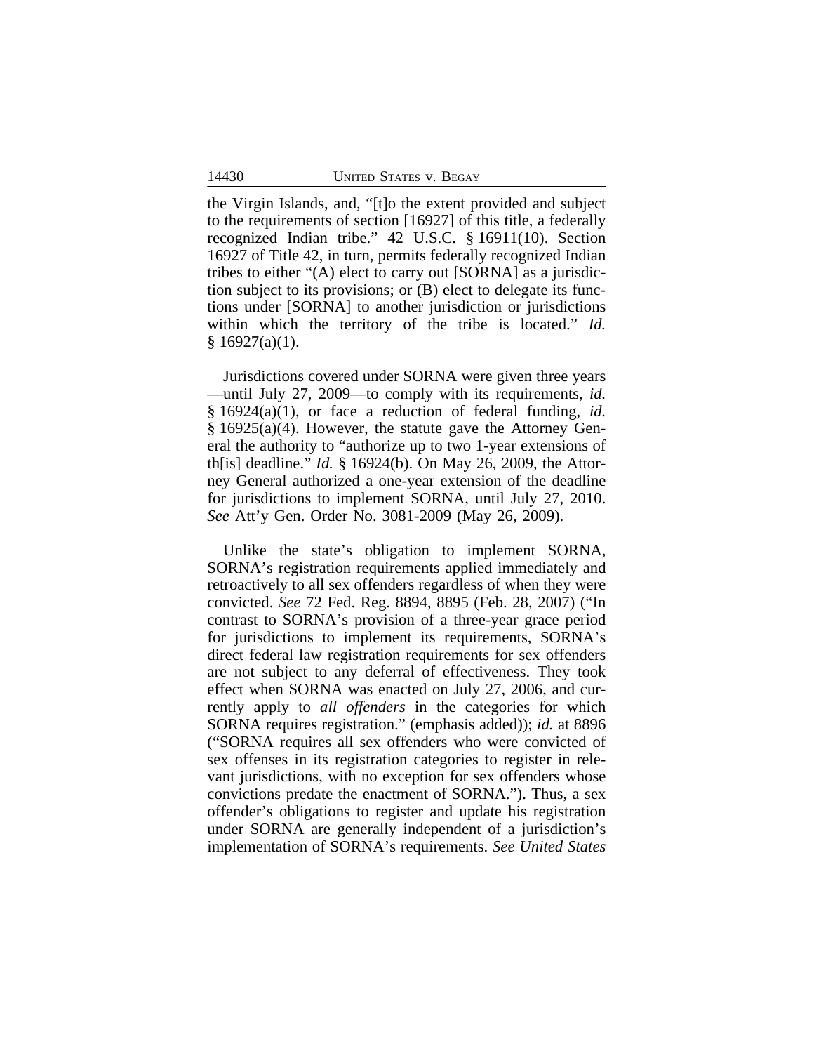the Virgin Islands, and, "[t]o the extent provided and subject to the requirements of section [16927] of this title, a federally recognized Indian tribe." 42 U.S.C. § 16911(10). Section 16927 of Title 42, in turn, permits federally recognized Indian tribes to either "(A) elect to carry out [SORNA] as a jurisdiction subject to its provisions; or (B) elect to delegate its functions under [SORNA] to another jurisdiction or jurisdictions within which the territory of the tribe is located." *Id.* § 16927(a)(1).

Jurisdictions covered under SORNA were given three years —until July 27, 2009—to comply with its requirements, *id.* § 16924(a)(1), or face a reduction of federal funding, *id.* § 16925(a)(4). However, the statute gave the Attorney General the authority to "authorize up to two 1-year extensions of th[is] deadline." *Id.* § 16924(b). On May 26, 2009, the Attorney General authorized a one-year extension of the deadline for jurisdictions to implement SORNA, until July 27, 2010. *See* Att'y Gen. Order No. 3081-2009 (May 26, 2009).

Unlike the state's obligation to implement SORNA, SORNA's registration requirements applied immediately and retroactively to all sex offenders regardless of when they were convicted. *See* 72 Fed. Reg. 8894, 8895 (Feb. 28, 2007) ("In contrast to SORNA's provision of a three-year grace period for jurisdictions to implement its requirements, SORNA's direct federal law registration requirements for sex offenders are not subject to any deferral of effectiveness. They took effect when SORNA was enacted on July 27, 2006, and currently apply to *all offenders* in the categories for which SORNA requires registration." (emphasis added)); *id.* at 8896 ("SORNA requires all sex offenders who were convicted of sex offenses in its registration categories to register in relevant jurisdictions, with no exception for sex offenders whose convictions predate the enactment of SORNA."). Thus, a sex offender's obligations to register and update his registration under SORNA are generally independent of a jurisdiction's implementation of SORNA's requirements. *See United States*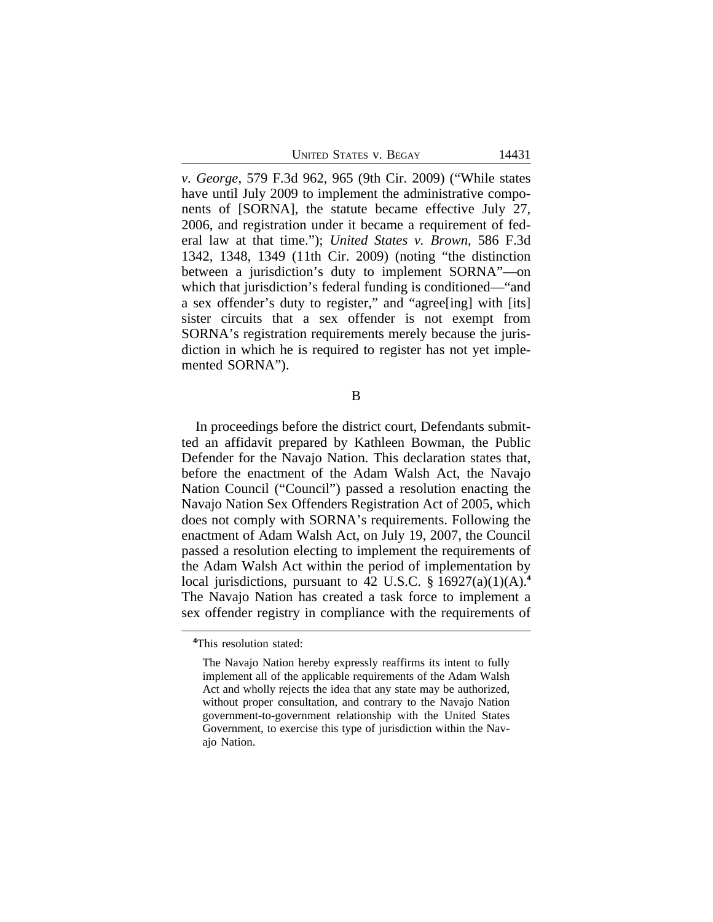*v. George*, 579 F.3d 962, 965 (9th Cir. 2009) ("While states have until July 2009 to implement the administrative components of [SORNA], the statute became effective July 27, 2006, and registration under it became a requirement of federal law at that time."); *United States v. Brown*, 586 F.3d 1342, 1348, 1349 (11th Cir. 2009) (noting "the distinction between a jurisdiction's duty to implement SORNA"—on which that jurisdiction's federal funding is conditioned—"and a sex offender's duty to register," and "agree[ing] with [its] sister circuits that a sex offender is not exempt from SORNA's registration requirements merely because the jurisdiction in which he is required to register has not yet implemented SORNA").

B

In proceedings before the district court, Defendants submitted an affidavit prepared by Kathleen Bowman, the Public Defender for the Navajo Nation. This declaration states that, before the enactment of the Adam Walsh Act, the Navajo Nation Council ("Council") passed a resolution enacting the Navajo Nation Sex Offenders Registration Act of 2005, which does not comply with SORNA's requirements. Following the enactment of Adam Walsh Act, on July 19, 2007, the Council passed a resolution electing to implement the requirements of the Adam Walsh Act within the period of implementation by local jurisdictions, pursuant to 42 U.S.C. § 16927(a)(1)(A).[4] The Navajo Nation has created a task force to implement a sex offender registry in compliance with the requirements of

---

[4]This resolution stated:

> The Navajo Nation hereby expressly reaffirms its intent to fully implement all of the applicable requirements of the Adam Walsh Act and wholly rejects the idea that any state may be authorized, without proper consultation, and contrary to the Navajo Nation government-to-government relationship with the United States Government, to exercise this type of jurisdiction within the Navajo Nation.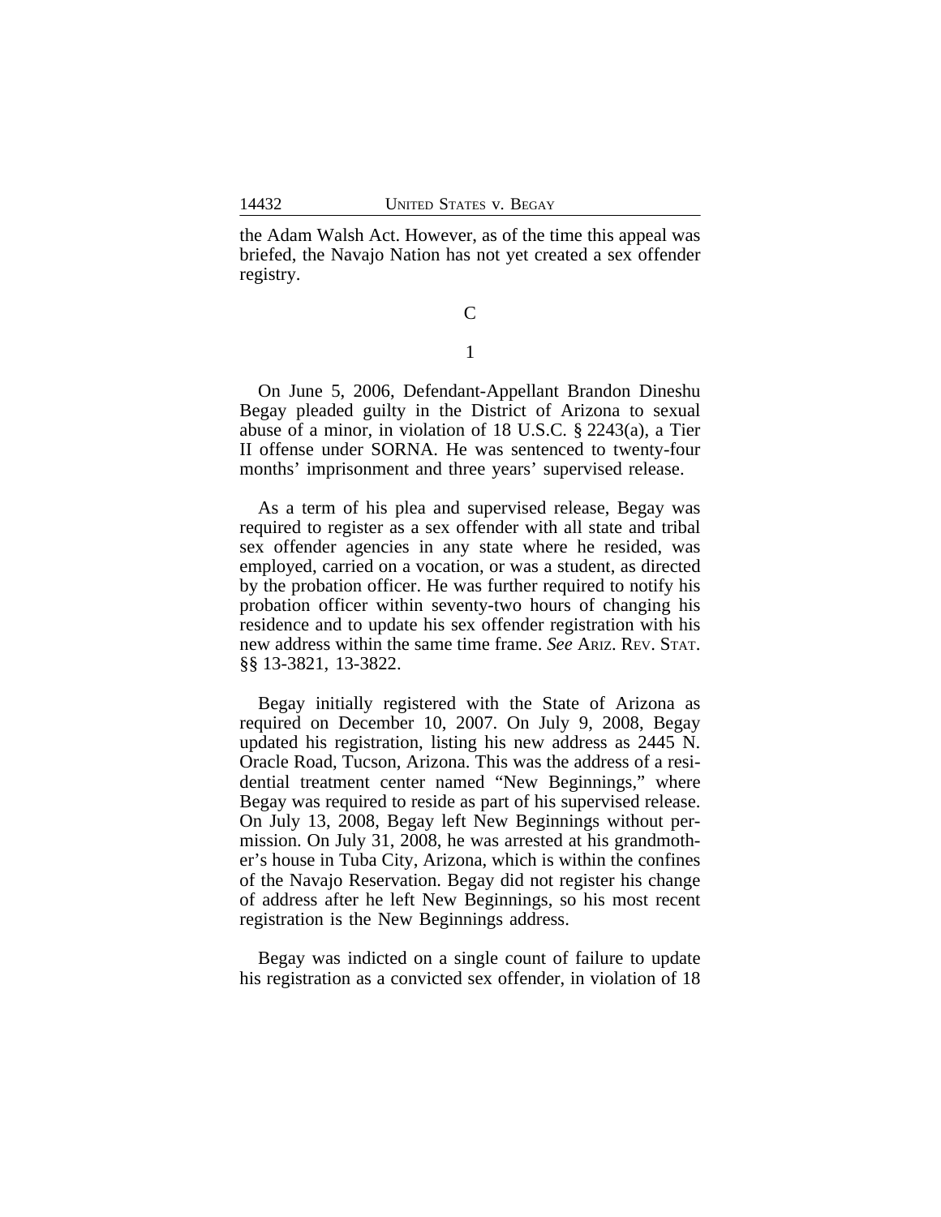the Adam Walsh Act. However, as of the time this appeal was briefed, the Navajo Nation has not yet created a sex offender registry.

### C

#### 1

On June 5, 2006, Defendant-Appellant Brandon Dineshu Begay pleaded guilty in the District of Arizona to sexual abuse of a minor, in violation of 18 U.S.C. § 2243(a), a Tier II offense under SORNA. He was sentenced to twenty-four months' imprisonment and three years' supervised release.

As a term of his plea and supervised release, Begay was required to register as a sex offender with all state and tribal sex offender agencies in any state where he resided, was employed, carried on a vocation, or was a student, as directed by the probation officer. He was further required to notify his probation officer within seventy-two hours of changing his residence and to update his sex offender registration with his new address within the same time frame. *See* ARIZ. REV. STAT. §§ 13-3821, 13-3822.

Begay initially registered with the State of Arizona as required on December 10, 2007. On July 9, 2008, Begay updated his registration, listing his new address as 2445 N. Oracle Road, Tucson, Arizona. This was the address of a residential treatment center named "New Beginnings," where Begay was required to reside as part of his supervised release. On July 13, 2008, Begay left New Beginnings without permission. On July 31, 2008, he was arrested at his grandmother's house in Tuba City, Arizona, which is within the confines of the Navajo Reservation. Begay did not register his change of address after he left New Beginnings, so his most recent registration is the New Beginnings address.

Begay was indicted on a single count of failure to update his registration as a convicted sex offender, in violation of 18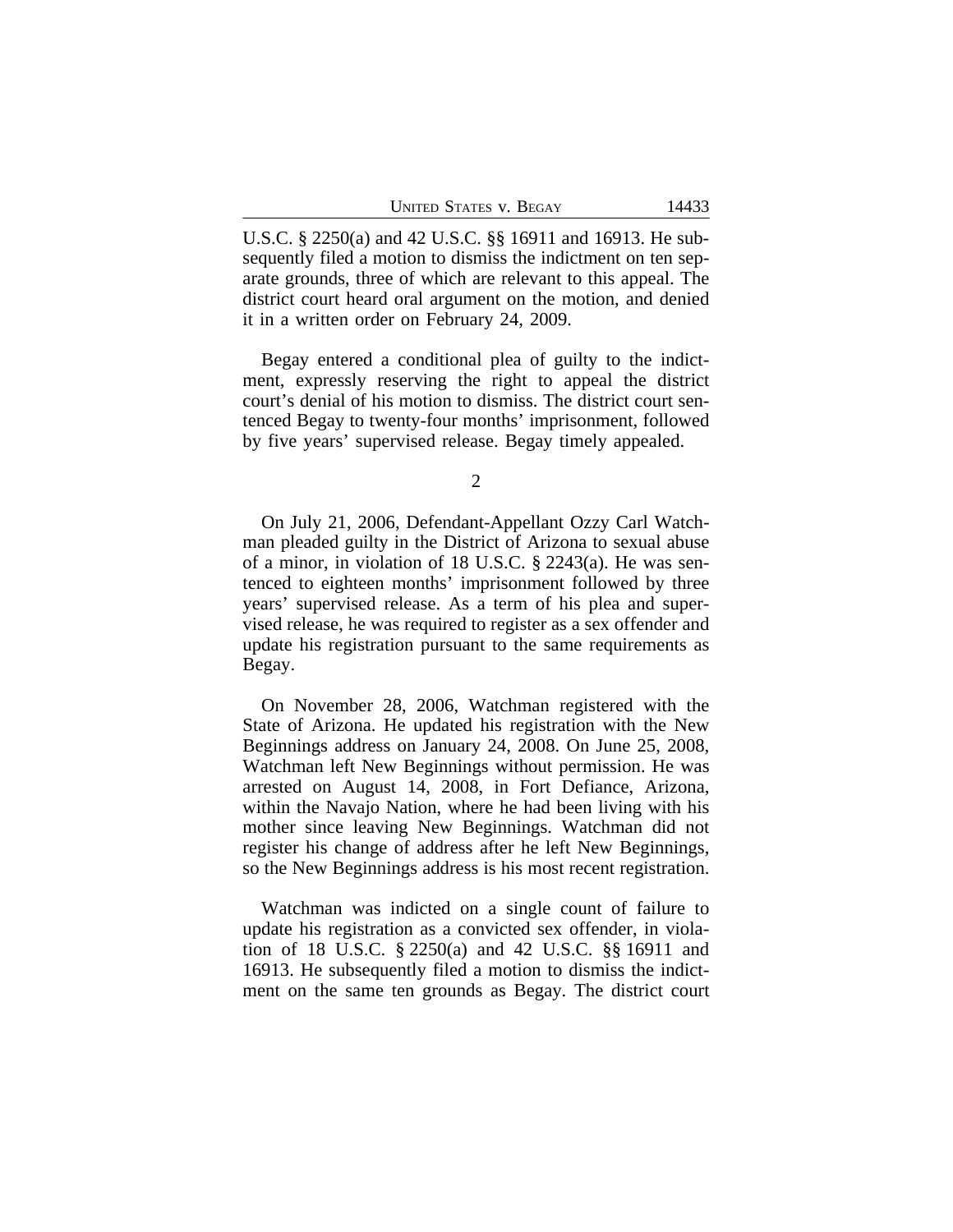U.S.C. § 2250(a) and 42 U.S.C. §§ 16911 and 16913. He subsequently filed a motion to dismiss the indictment on ten separate grounds, three of which are relevant to this appeal. The district court heard oral argument on the motion, and denied it in a written order on February 24, 2009.

Begay entered a conditional plea of guilty to the indictment, expressly reserving the right to appeal the district court's denial of his motion to dismiss. The district court sentenced Begay to twenty-four months' imprisonment, followed by five years' supervised release. Begay timely appealed.

2

On July 21, 2006, Defendant-Appellant Ozzy Carl Watchman pleaded guilty in the District of Arizona to sexual abuse of a minor, in violation of 18 U.S.C. § 2243(a). He was sentenced to eighteen months' imprisonment followed by three years' supervised release. As a term of his plea and supervised release, he was required to register as a sex offender and update his registration pursuant to the same requirements as Begay.

On November 28, 2006, Watchman registered with the State of Arizona. He updated his registration with the New Beginnings address on January 24, 2008. On June 25, 2008, Watchman left New Beginnings without permission. He was arrested on August 14, 2008, in Fort Defiance, Arizona, within the Navajo Nation, where he had been living with his mother since leaving New Beginnings. Watchman did not register his change of address after he left New Beginnings, so the New Beginnings address is his most recent registration.

Watchman was indicted on a single count of failure to update his registration as a convicted sex offender, in violation of 18 U.S.C. § 2250(a) and 42 U.S.C. §§ 16911 and 16913. He subsequently filed a motion to dismiss the indictment on the same ten grounds as Begay. The district court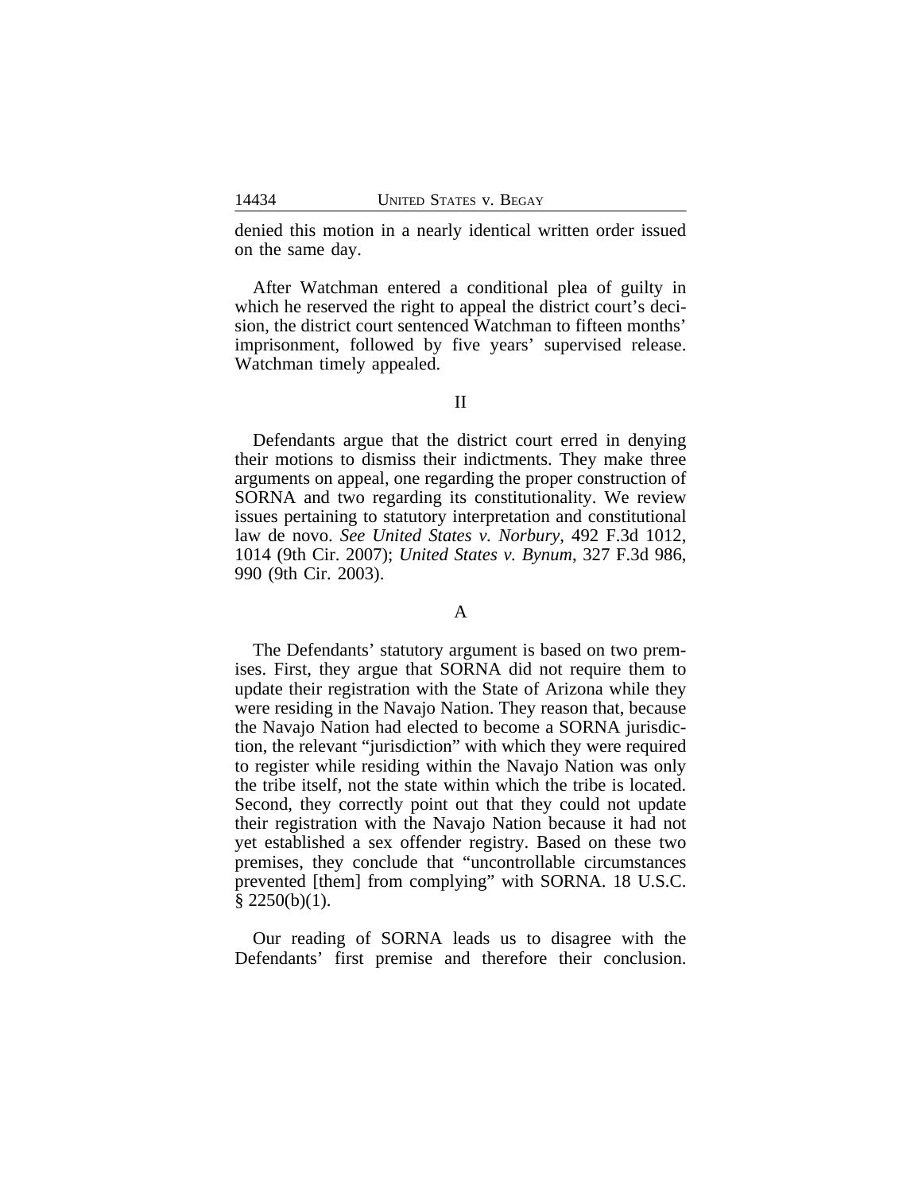denied this motion in a nearly identical written order issued on the same day.

After Watchman entered a conditional plea of guilty in which he reserved the right to appeal the district court's decision, the district court sentenced Watchman to fifteen months' imprisonment, followed by five years' supervised release. Watchman timely appealed.

## II

Defendants argue that the district court erred in denying their motions to dismiss their indictments. They make three arguments on appeal, one regarding the proper construction of SORNA and two regarding its constitutionality. We review issues pertaining to statutory interpretation and constitutional law de novo. *See United States v. Norbury*, 492 F.3d 1012, 1014 (9th Cir. 2007); *United States v. Bynum*, 327 F.3d 986, 990 (9th Cir. 2003).

### A

The Defendants' statutory argument is based on two premises. First, they argue that SORNA did not require them to update their registration with the State of Arizona while they were residing in the Navajo Nation. They reason that, because the Navajo Nation had elected to become a SORNA jurisdiction, the relevant "jurisdiction" with which they were required to register while residing within the Navajo Nation was only the tribe itself, not the state within which the tribe is located. Second, they correctly point out that they could not update their registration with the Navajo Nation because it had not yet established a sex offender registry. Based on these two premises, they conclude that "uncontrollable circumstances prevented [them] from complying" with SORNA. 18 U.S.C. § 2250(b)(1).

Our reading of SORNA leads us to disagree with the Defendants' first premise and therefore their conclusion.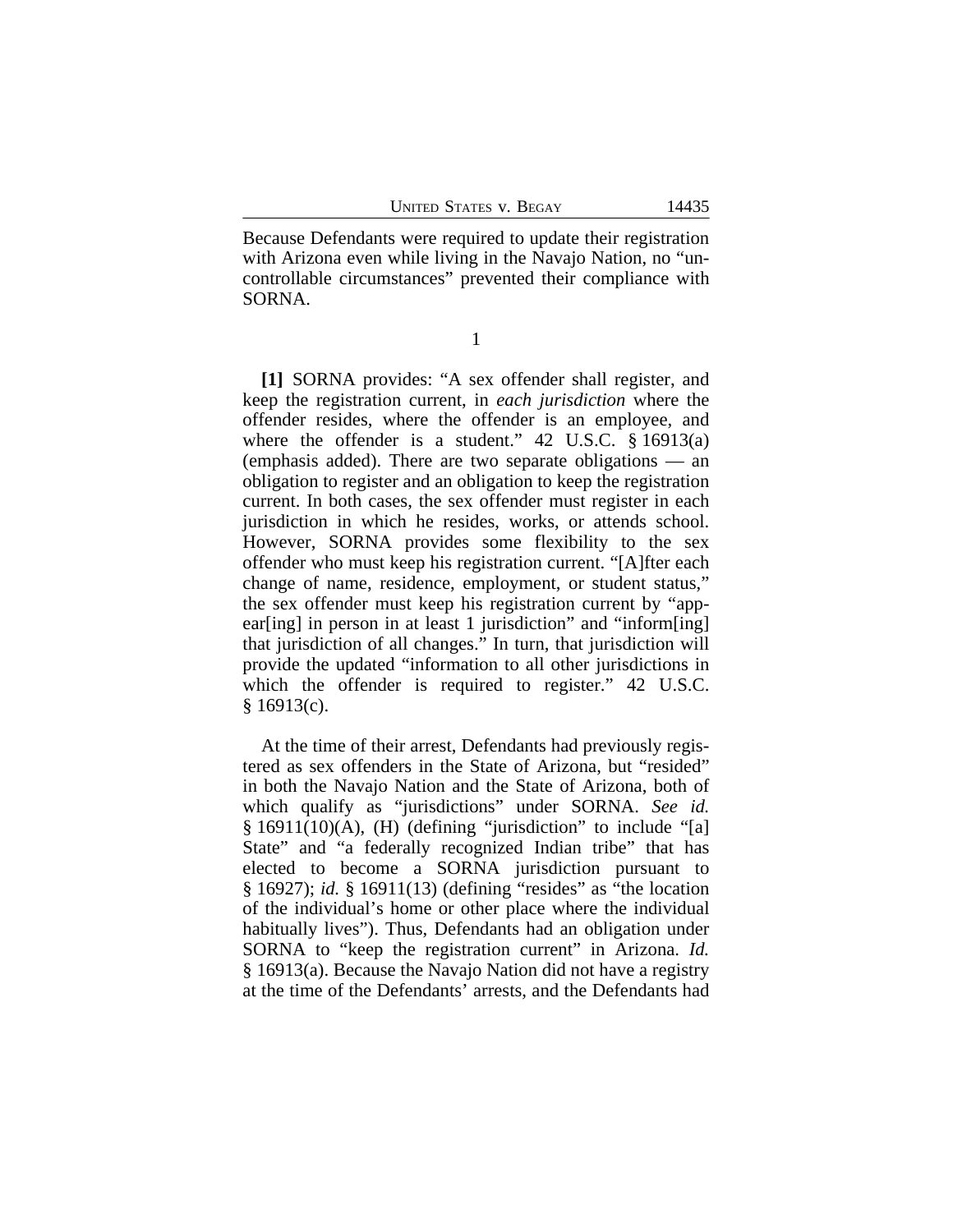Because Defendants were required to update their registration with Arizona even while living in the Navajo Nation, no "uncontrollable circumstances" prevented their compliance with SORNA.

1

**[1]** SORNA provides: "A sex offender shall register, and keep the registration current, in *each jurisdiction* where the offender resides, where the offender is an employee, and where the offender is a student." 42 U.S.C. § 16913(a) (emphasis added). There are two separate obligations — an obligation to register and an obligation to keep the registration current. In both cases, the sex offender must register in each jurisdiction in which he resides, works, or attends school. However, SORNA provides some flexibility to the sex offender who must keep his registration current. "[A]fter each change of name, residence, employment, or student status," the sex offender must keep his registration current by "appear[ing] in person in at least 1 jurisdiction" and "inform[ing] that jurisdiction of all changes." In turn, that jurisdiction will provide the updated "information to all other jurisdictions in which the offender is required to register." 42 U.S.C. § 16913(c).

At the time of their arrest, Defendants had previously registered as sex offenders in the State of Arizona, but "resided" in both the Navajo Nation and the State of Arizona, both of which qualify as "jurisdictions" under SORNA. *See id.* § 16911(10)(A), (H) (defining "jurisdiction" to include "[a] State" and "a federally recognized Indian tribe" that has elected to become a SORNA jurisdiction pursuant to § 16927); *id.* § 16911(13) (defining "resides" as "the location of the individual's home or other place where the individual habitually lives"). Thus, Defendants had an obligation under SORNA to "keep the registration current" in Arizona. *Id.* § 16913(a). Because the Navajo Nation did not have a registry at the time of the Defendants' arrests, and the Defendants had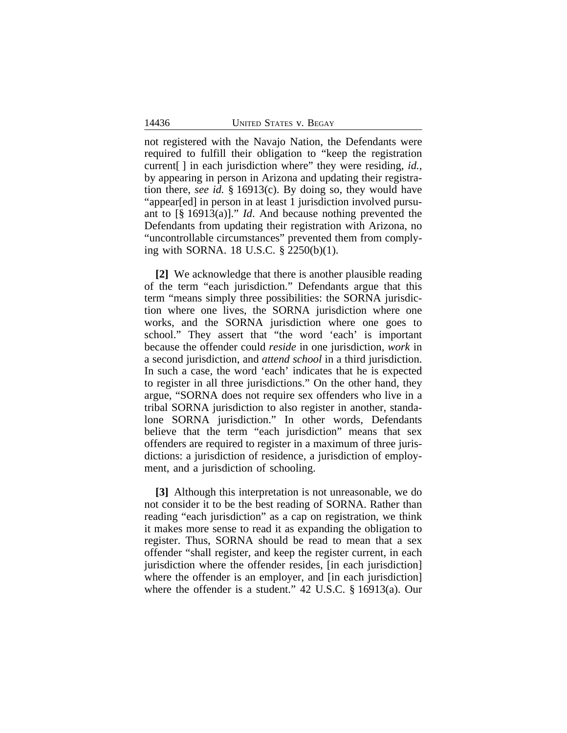not registered with the Navajo Nation, the Defendants were required to fulfill their obligation to "keep the registration current[ ] in each jurisdiction where" they were residing, *id.*, by appearing in person in Arizona and updating their registration there, *see id.* § 16913(c). By doing so, they would have "appear[ed] in person in at least 1 jurisdiction involved pursuant to [§ 16913(a)]." *Id*. And because nothing prevented the Defendants from updating their registration with Arizona, no "uncontrollable circumstances" prevented them from complying with SORNA. 18 U.S.C. § 2250(b)(1).

**[2]** We acknowledge that there is another plausible reading of the term "each jurisdiction." Defendants argue that this term "means simply three possibilities: the SORNA jurisdiction where one lives, the SORNA jurisdiction where one works, and the SORNA jurisdiction where one goes to school." They assert that "the word 'each' is important because the offender could *reside* in one jurisdiction, *work* in a second jurisdiction, and *attend school* in a third jurisdiction. In such a case, the word 'each' indicates that he is expected to register in all three jurisdictions." On the other hand, they argue, "SORNA does not require sex offenders who live in a tribal SORNA jurisdiction to also register in another, standalone SORNA jurisdiction." In other words, Defendants believe that the term "each jurisdiction" means that sex offenders are required to register in a maximum of three jurisdictions: a jurisdiction of residence, a jurisdiction of employment, and a jurisdiction of schooling.

**[3]** Although this interpretation is not unreasonable, we do not consider it to be the best reading of SORNA. Rather than reading "each jurisdiction" as a cap on registration, we think it makes more sense to read it as expanding the obligation to register. Thus, SORNA should be read to mean that a sex offender "shall register, and keep the register current, in each jurisdiction where the offender resides, [in each jurisdiction] where the offender is an employer, and [in each jurisdiction] where the offender is a student." 42 U.S.C. § 16913(a). Our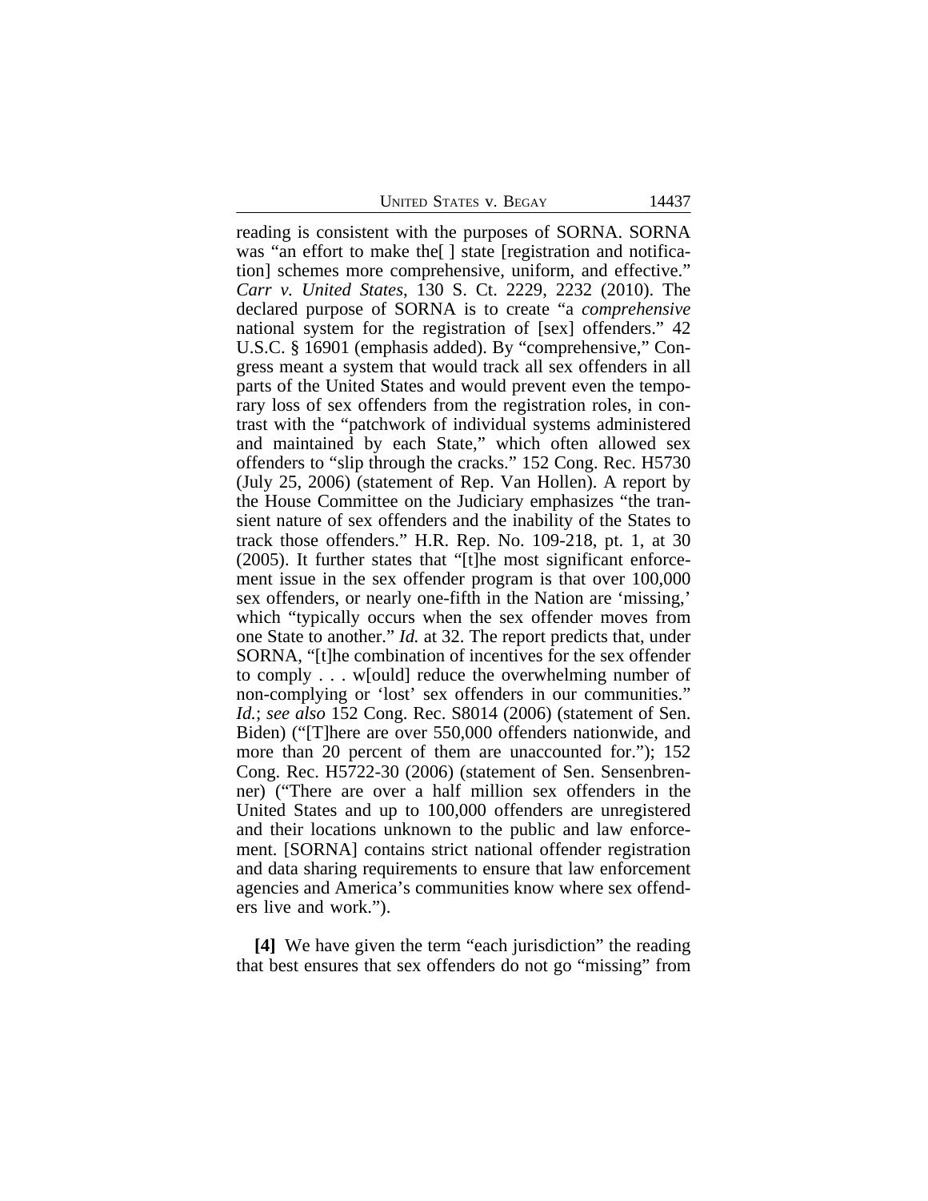reading is consistent with the purposes of SORNA. SORNA was "an effort to make the[ ] state [registration and notification] schemes more comprehensive, uniform, and effective." *Carr v. United States*, 130 S. Ct. 2229, 2232 (2010). The declared purpose of SORNA is to create "a *comprehensive* national system for the registration of [sex] offenders." 42 U.S.C. § 16901 (emphasis added). By "comprehensive," Congress meant a system that would track all sex offenders in all parts of the United States and would prevent even the temporary loss of sex offenders from the registration roles, in contrast with the "patchwork of individual systems administered and maintained by each State," which often allowed sex offenders to "slip through the cracks." 152 Cong. Rec. H5730 (July 25, 2006) (statement of Rep. Van Hollen). A report by the House Committee on the Judiciary emphasizes "the transient nature of sex offenders and the inability of the States to track those offenders." H.R. Rep. No. 109-218, pt. 1, at 30 (2005). It further states that "[t]he most significant enforcement issue in the sex offender program is that over 100,000 sex offenders, or nearly one-fifth in the Nation are 'missing,' which "typically occurs when the sex offender moves from one State to another." *Id.* at 32. The report predicts that, under SORNA, "[t]he combination of incentives for the sex offender to comply . . . w[ould] reduce the overwhelming number of non-complying or 'lost' sex offenders in our communities." *Id.*; *see also* 152 Cong. Rec. S8014 (2006) (statement of Sen. Biden) ("[T]here are over 550,000 offenders nationwide, and more than 20 percent of them are unaccounted for."); 152 Cong. Rec. H5722-30 (2006) (statement of Sen. Sensenbrenner) ("There are over a half million sex offenders in the United States and up to 100,000 offenders are unregistered and their locations unknown to the public and law enforcement. [SORNA] contains strict national offender registration and data sharing requirements to ensure that law enforcement agencies and America's communities know where sex offenders live and work.").

**[4]** We have given the term "each jurisdiction" the reading that best ensures that sex offenders do not go "missing" from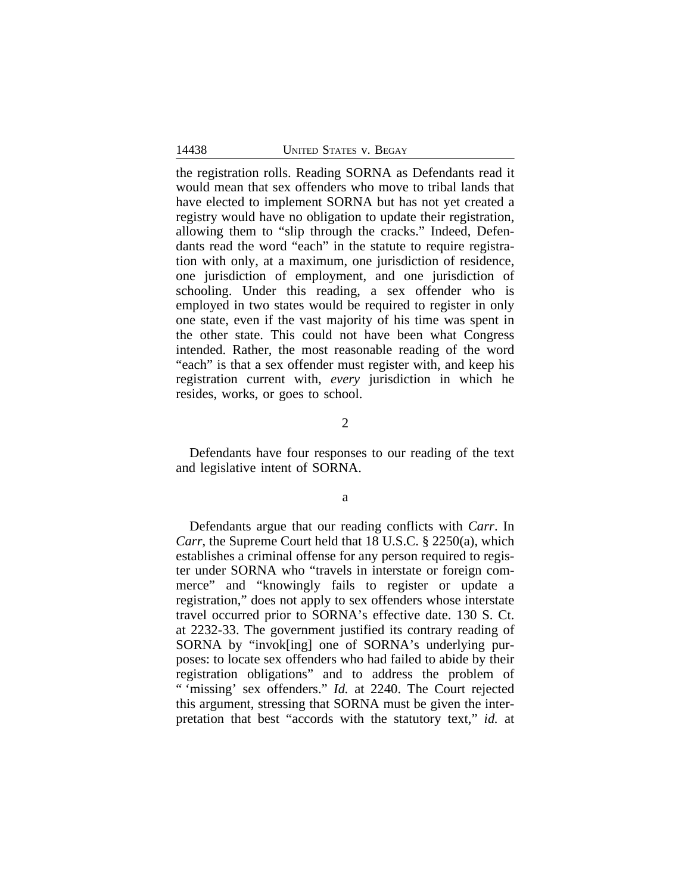the registration rolls. Reading SORNA as Defendants read it would mean that sex offenders who move to tribal lands that have elected to implement SORNA but has not yet created a registry would have no obligation to update their registration, allowing them to "slip through the cracks." Indeed, Defendants read the word "each" in the statute to require registration with only, at a maximum, one jurisdiction of residence, one jurisdiction of employment, and one jurisdiction of schooling. Under this reading, a sex offender who is employed in two states would be required to register in only one state, even if the vast majority of his time was spent in the other state. This could not have been what Congress intended. Rather, the most reasonable reading of the word "each" is that a sex offender must register with, and keep his registration current with, *every* jurisdiction in which he resides, works, or goes to school.

2

Defendants have four responses to our reading of the text and legislative intent of SORNA.

a

Defendants argue that our reading conflicts with *Carr*. In *Carr*, the Supreme Court held that 18 U.S.C. § 2250(a), which establishes a criminal offense for any person required to register under SORNA who "travels in interstate or foreign commerce" and "knowingly fails to register or update a registration," does not apply to sex offenders whose interstate travel occurred prior to SORNA's effective date. 130 S. Ct. at 2232-33. The government justified its contrary reading of SORNA by "invok[ing] one of SORNA's underlying purposes: to locate sex offenders who had failed to abide by their registration obligations" and to address the problem of " 'missing' sex offenders." *Id.* at 2240. The Court rejected this argument, stressing that SORNA must be given the interpretation that best "accords with the statutory text," *id.* at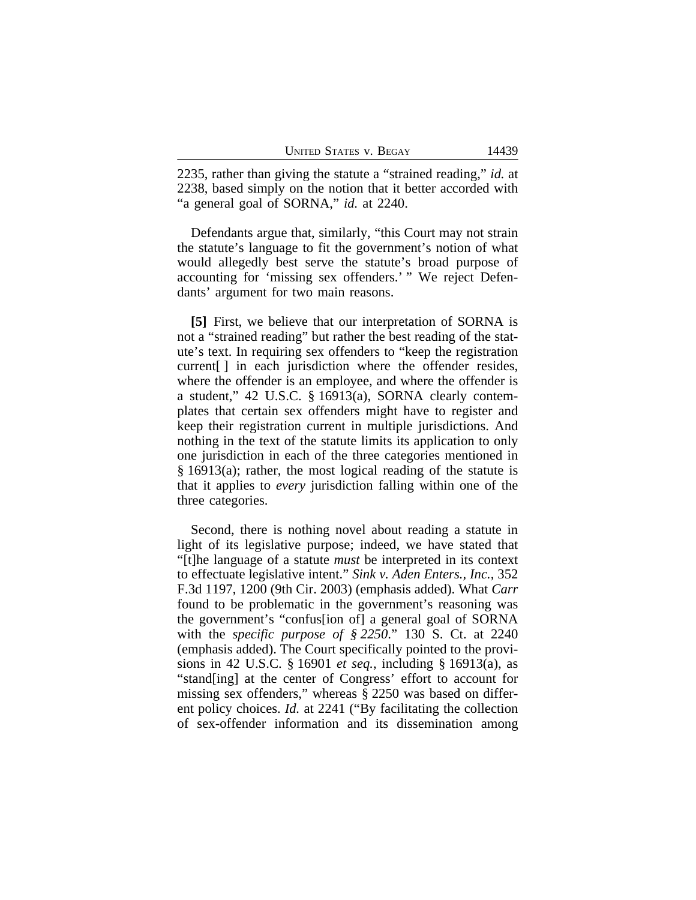2235, rather than giving the statute a "strained reading," *id.* at 2238, based simply on the notion that it better accorded with "a general goal of SORNA," *id.* at 2240.

Defendants argue that, similarly, "this Court may not strain the statute's language to fit the government's notion of what would allegedly best serve the statute's broad purpose of accounting for 'missing sex offenders.' " We reject Defendants' argument for two main reasons.

**[5]** First, we believe that our interpretation of SORNA is not a "strained reading" but rather the best reading of the statute's text. In requiring sex offenders to "keep the registration current[ ] in each jurisdiction where the offender resides, where the offender is an employee, and where the offender is a student," 42 U.S.C. § 16913(a), SORNA clearly contemplates that certain sex offenders might have to register and keep their registration current in multiple jurisdictions. And nothing in the text of the statute limits its application to only one jurisdiction in each of the three categories mentioned in § 16913(a); rather, the most logical reading of the statute is that it applies to *every* jurisdiction falling within one of the three categories.

Second, there is nothing novel about reading a statute in light of its legislative purpose; indeed, we have stated that "[t]he language of a statute *must* be interpreted in its context to effectuate legislative intent." *Sink v. Aden Enters., Inc.*, 352 F.3d 1197, 1200 (9th Cir. 2003) (emphasis added). What *Carr* found to be problematic in the government's reasoning was the government's "confus[ion of] a general goal of SORNA with the *specific purpose of § 2250*." 130 S. Ct. at 2240 (emphasis added). The Court specifically pointed to the provisions in 42 U.S.C. § 16901 *et seq.*, including § 16913(a), as "stand[ing] at the center of Congress' effort to account for missing sex offenders," whereas § 2250 was based on different policy choices. *Id.* at 2241 ("By facilitating the collection of sex-offender information and its dissemination among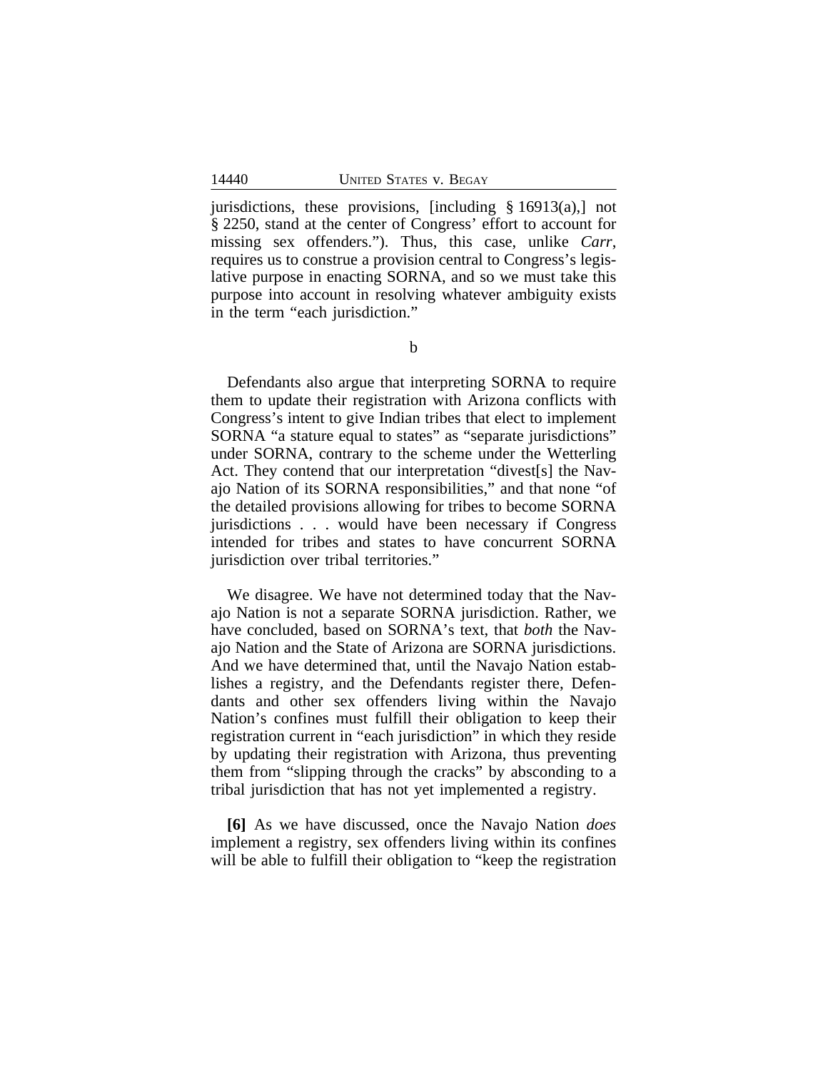jurisdictions, these provisions, [including § 16913(a),] not § 2250, stand at the center of Congress' effort to account for missing sex offenders."). Thus, this case, unlike *Carr*, requires us to construe a provision central to Congress's legislative purpose in enacting SORNA, and so we must take this purpose into account in resolving whatever ambiguity exists in the term "each jurisdiction."

b

Defendants also argue that interpreting SORNA to require them to update their registration with Arizona conflicts with Congress's intent to give Indian tribes that elect to implement SORNA "a stature equal to states" as "separate jurisdictions" under SORNA, contrary to the scheme under the Wetterling Act. They contend that our interpretation "divest[s] the Navajo Nation of its SORNA responsibilities," and that none "of the detailed provisions allowing for tribes to become SORNA jurisdictions . . . would have been necessary if Congress intended for tribes and states to have concurrent SORNA jurisdiction over tribal territories."

We disagree. We have not determined today that the Navajo Nation is not a separate SORNA jurisdiction. Rather, we have concluded, based on SORNA's text, that *both* the Navajo Nation and the State of Arizona are SORNA jurisdictions. And we have determined that, until the Navajo Nation establishes a registry, and the Defendants register there, Defendants and other sex offenders living within the Navajo Nation's confines must fulfill their obligation to keep their registration current in "each jurisdiction" in which they reside by updating their registration with Arizona, thus preventing them from "slipping through the cracks" by absconding to a tribal jurisdiction that has not yet implemented a registry.

**[6]** As we have discussed, once the Navajo Nation *does* implement a registry, sex offenders living within its confines will be able to fulfill their obligation to "keep the registration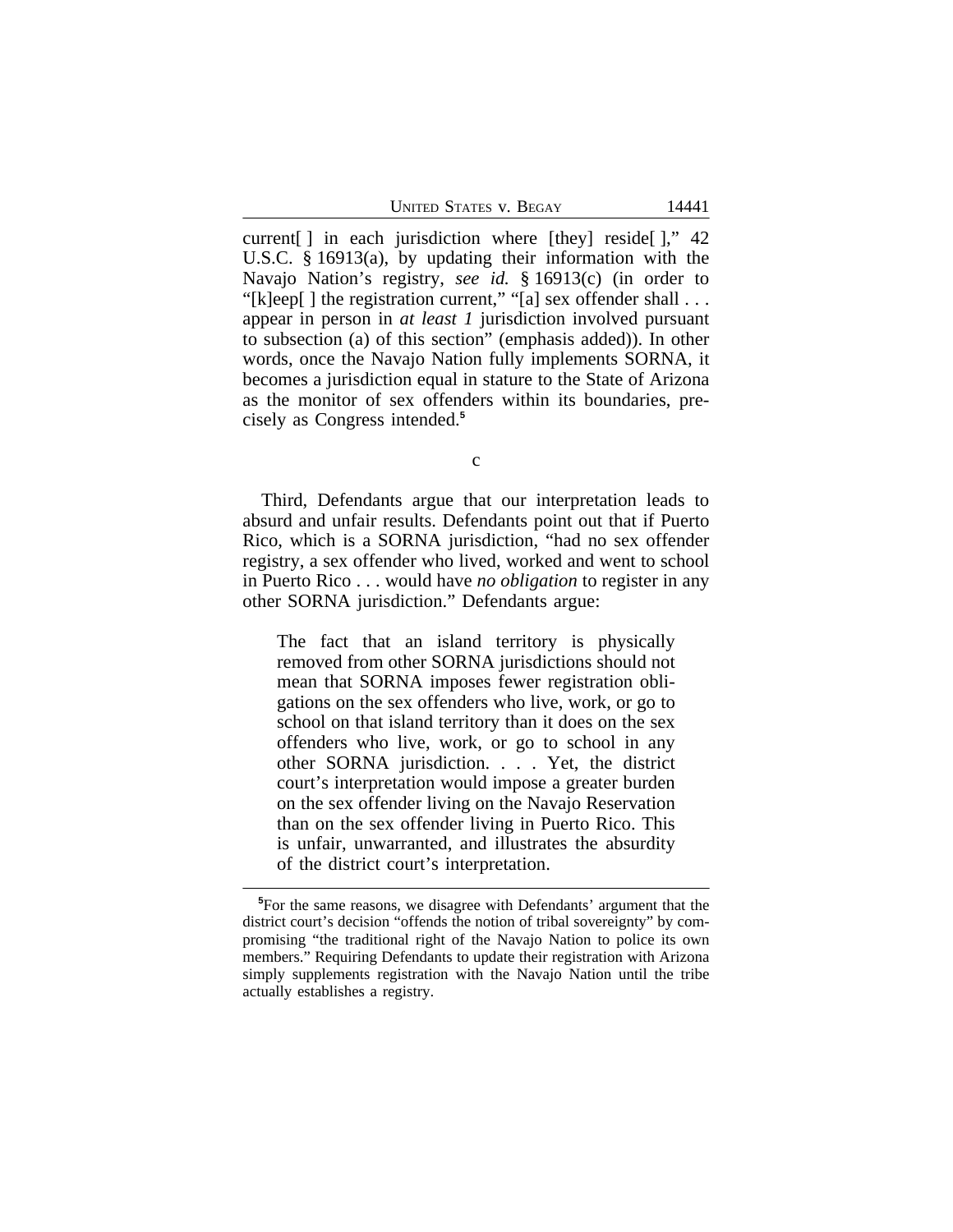current[ ] in each jurisdiction where [they] reside[ ]," 42 U.S.C. § 16913(a), by updating their information with the Navajo Nation's registry, *see id.* § 16913(c) (in order to "[k]eep[ ] the registration current," "[a] sex offender shall . . . appear in person in *at least 1* jurisdiction involved pursuant to subsection (a) of this section" (emphasis added)). In other words, once the Navajo Nation fully implements SORNA, it becomes a jurisdiction equal in stature to the State of Arizona as the monitor of sex offenders within its boundaries, precisely as Congress intended.[5]

c

Third, Defendants argue that our interpretation leads to absurd and unfair results. Defendants point out that if Puerto Rico, which is a SORNA jurisdiction, "had no sex offender registry, a sex offender who lived, worked and went to school in Puerto Rico . . . would have *no obligation* to register in any other SORNA jurisdiction." Defendants argue:

> The fact that an island territory is physically removed from other SORNA jurisdictions should not mean that SORNA imposes fewer registration obligations on the sex offenders who live, work, or go to school on that island territory than it does on the sex offenders who live, work, or go to school in any other SORNA jurisdiction. . . . Yet, the district court's interpretation would impose a greater burden on the sex offender living on the Navajo Reservation than on the sex offender living in Puerto Rico. This is unfair, unwarranted, and illustrates the absurdity of the district court's interpretation.

---

[5]For the same reasons, we disagree with Defendants' argument that the district court's decision "offends the notion of tribal sovereignty" by compromising "the traditional right of the Navajo Nation to police its own members." Requiring Defendants to update their registration with Arizona simply supplements registration with the Navajo Nation until the tribe actually establishes a registry.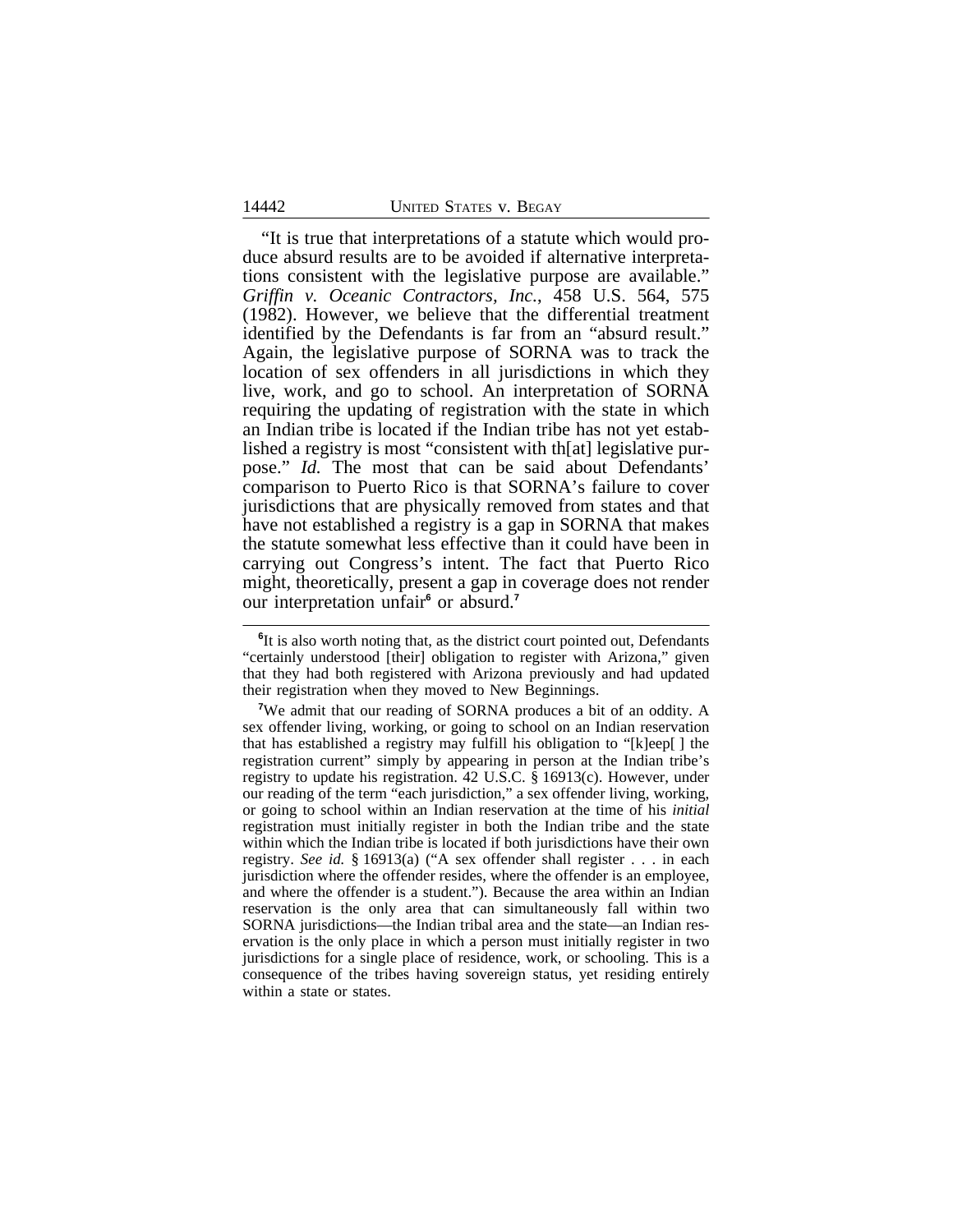"It is true that interpretations of a statute which would produce absurd results are to be avoided if alternative interpretations consistent with the legislative purpose are available." *Griffin v. Oceanic Contractors, Inc.*, 458 U.S. 564, 575 (1982). However, we believe that the differential treatment identified by the Defendants is far from an "absurd result." Again, the legislative purpose of SORNA was to track the location of sex offenders in all jurisdictions in which they live, work, and go to school. An interpretation of SORNA requiring the updating of registration with the state in which an Indian tribe is located if the Indian tribe has not yet established a registry is most "consistent with th[at] legislative purpose." *Id.* The most that can be said about Defendants' comparison to Puerto Rico is that SORNA's failure to cover jurisdictions that are physically removed from states and that have not established a registry is a gap in SORNA that makes the statute somewhat less effective than it could have been in carrying out Congress's intent. The fact that Puerto Rico might, theoretically, present a gap in coverage does not render our interpretation unfair[6] or absurd.[7]

---

[6]It is also worth noting that, as the district court pointed out, Defendants "certainly understood [their] obligation to register with Arizona," given that they had both registered with Arizona previously and had updated their registration when they moved to New Beginnings.

[7]We admit that our reading of SORNA produces a bit of an oddity. A sex offender living, working, or going to school on an Indian reservation that has established a registry may fulfill his obligation to "[k]eep[ ] the registration current" simply by appearing in person at the Indian tribe's registry to update his registration. 42 U.S.C. § 16913(c). However, under our reading of the term "each jurisdiction," a sex offender living, working, or going to school within an Indian reservation at the time of his *initial* registration must initially register in both the Indian tribe and the state within which the Indian tribe is located if both jurisdictions have their own registry. *See id.* § 16913(a) ("A sex offender shall register . . . in each jurisdiction where the offender resides, where the offender is an employee, and where the offender is a student."). Because the area within an Indian reservation is the only area that can simultaneously fall within two SORNA jurisdictions—the Indian tribal area and the state—an Indian reservation is the only place in which a person must initially register in two jurisdictions for a single place of residence, work, or schooling. This is a consequence of the tribes having sovereign status, yet residing entirely within a state or states.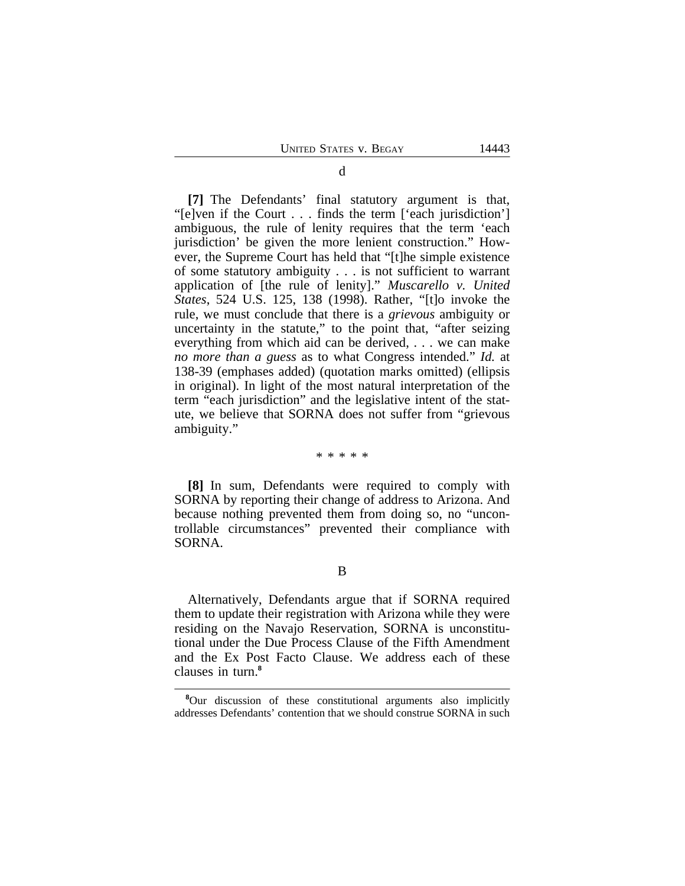d

**[7]** The Defendants' final statutory argument is that, "[e]ven if the Court . . . finds the term ['each jurisdiction'] ambiguous, the rule of lenity requires that the term 'each jurisdiction' be given the more lenient construction." However, the Supreme Court has held that "[t]he simple existence of some statutory ambiguity . . . is not sufficient to warrant application of [the rule of lenity]." *Muscarello v. United States*, 524 U.S. 125, 138 (1998). Rather, "[t]o invoke the rule, we must conclude that there is a *grievous* ambiguity or uncertainty in the statute," to the point that, "after seizing everything from which aid can be derived, . . . we can make *no more than a guess* as to what Congress intended." *Id.* at 138-39 (emphases added) (quotation marks omitted) (ellipsis in original). In light of the most natural interpretation of the term "each jurisdiction" and the legislative intent of the statute, we believe that SORNA does not suffer from "grievous ambiguity."

\* \* \* \* \*

**[8]** In sum, Defendants were required to comply with SORNA by reporting their change of address to Arizona. And because nothing prevented them from doing so, no "uncontrollable circumstances" prevented their compliance with SORNA.

B

Alternatively, Defendants argue that if SORNA required them to update their registration with Arizona while they were residing on the Navajo Reservation, SORNA is unconstitutional under the Due Process Clause of the Fifth Amendment and the Ex Post Facto Clause. We address each of these clauses in turn.[8]

---

[8]Our discussion of these constitutional arguments also implicitly addresses Defendants' contention that we should construe SORNA in such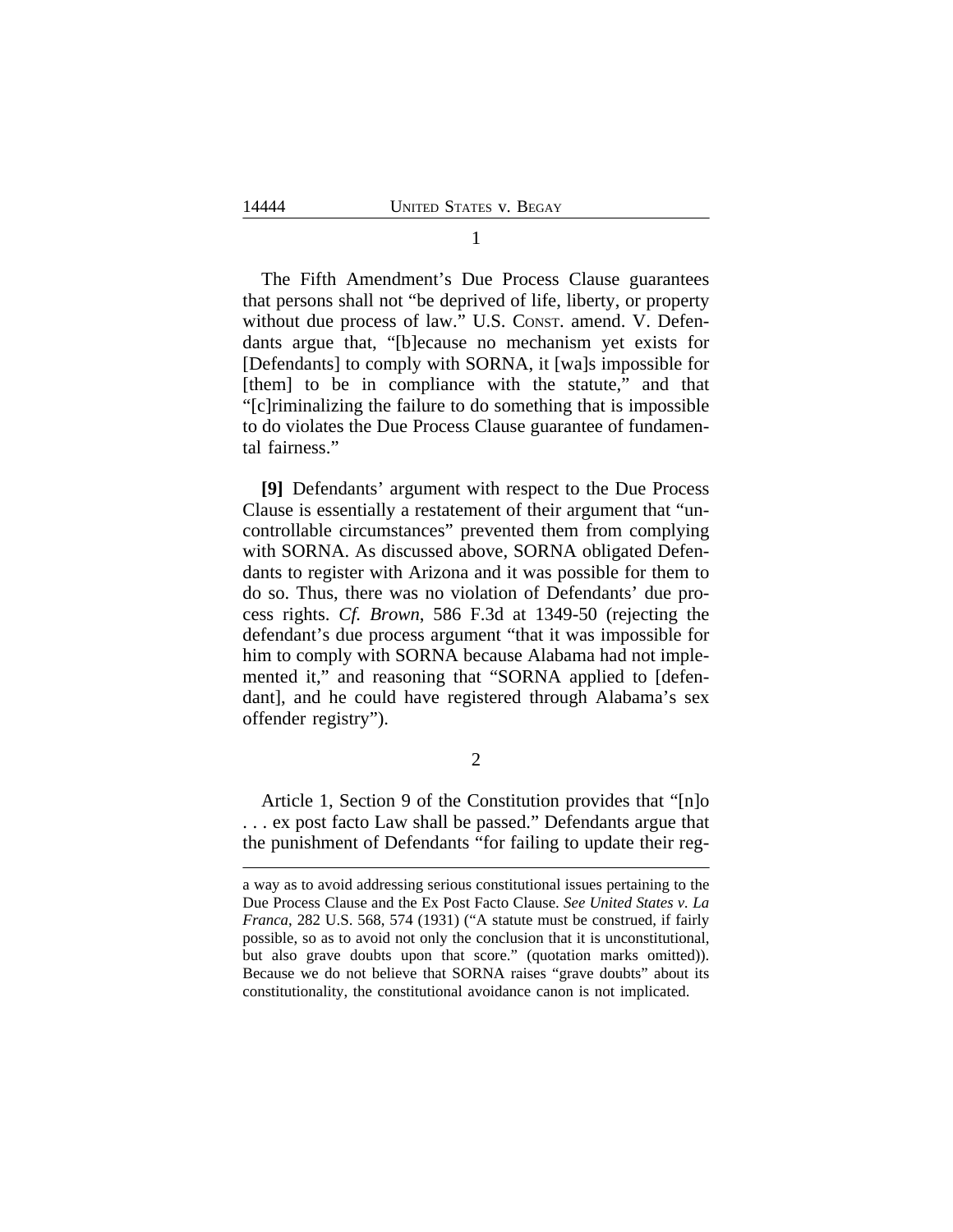1

The Fifth Amendment's Due Process Clause guarantees that persons shall not "be deprived of life, liberty, or property without due process of law." U.S. CONST. amend. V. Defendants argue that, "[b]ecause no mechanism yet exists for [Defendants] to comply with SORNA, it [wa]s impossible for [them] to be in compliance with the statute," and that "[c]riminalizing the failure to do something that is impossible to do violates the Due Process Clause guarantee of fundamental fairness."

**[9]** Defendants' argument with respect to the Due Process Clause is essentially a restatement of their argument that "uncontrollable circumstances" prevented them from complying with SORNA. As discussed above, SORNA obligated Defendants to register with Arizona and it was possible for them to do so. Thus, there was no violation of Defendants' due process rights. *Cf. Brown*, 586 F.3d at 1349-50 (rejecting the defendant's due process argument "that it was impossible for him to comply with SORNA because Alabama had not implemented it," and reasoning that "SORNA applied to [defendant], and he could have registered through Alabama's sex offender registry").

2

Article 1, Section 9 of the Constitution provides that "[n]o . . . ex post facto Law shall be passed." Defendants argue that the punishment of Defendants "for failing to update their reg-

a way as to avoid addressing serious constitutional issues pertaining to the Due Process Clause and the Ex Post Facto Clause. *See United States v. La Franca*, 282 U.S. 568, 574 (1931) ("A statute must be construed, if fairly possible, so as to avoid not only the conclusion that it is unconstitutional, but also grave doubts upon that score." (quotation marks omitted)). Because we do not believe that SORNA raises "grave doubts" about its constitutionality, the constitutional avoidance canon is not implicated.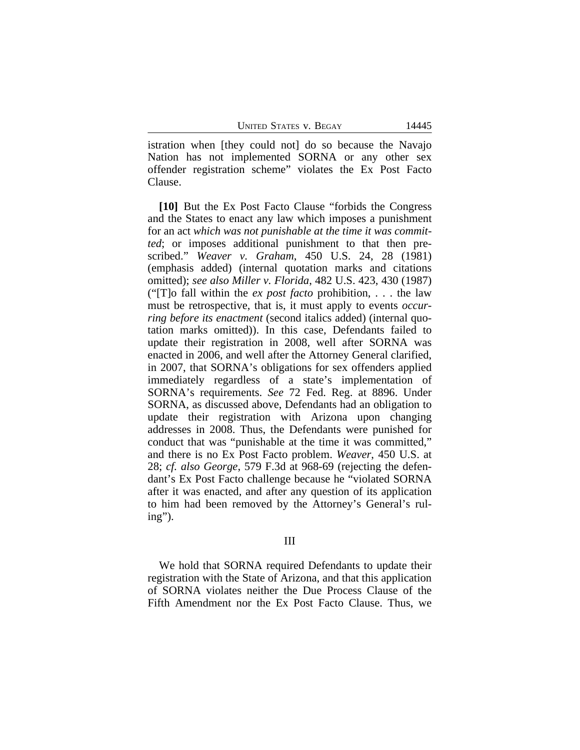istration when [they could not] do so because the Navajo Nation has not implemented SORNA or any other sex offender registration scheme" violates the Ex Post Facto Clause.

**[10]** But the Ex Post Facto Clause "forbids the Congress and the States to enact any law which imposes a punishment for an act *which was not punishable at the time it was committed*; or imposes additional punishment to that then prescribed." *Weaver v. Graham*, 450 U.S. 24, 28 (1981) (emphasis added) (internal quotation marks and citations omitted); *see also Miller v. Florida*, 482 U.S. 423, 430 (1987) ("[T]o fall within the *ex post facto* prohibition, . . . the law must be retrospective, that is, it must apply to events *occurring before its enactment* (second italics added) (internal quotation marks omitted)). In this case, Defendants failed to update their registration in 2008, well after SORNA was enacted in 2006, and well after the Attorney General clarified, in 2007, that SORNA's obligations for sex offenders applied immediately regardless of a state's implementation of SORNA's requirements. *See* 72 Fed. Reg. at 8896. Under SORNA, as discussed above, Defendants had an obligation to update their registration with Arizona upon changing addresses in 2008. Thus, the Defendants were punished for conduct that was "punishable at the time it was committed," and there is no Ex Post Facto problem. *Weaver*, 450 U.S. at 28; *cf. also George*, 579 F.3d at 968-69 (rejecting the defendant's Ex Post Facto challenge because he "violated SORNA after it was enacted, and after any question of its application to him had been removed by the Attorney's General's ruling").

III

We hold that SORNA required Defendants to update their registration with the State of Arizona, and that this application of SORNA violates neither the Due Process Clause of the Fifth Amendment nor the Ex Post Facto Clause. Thus, we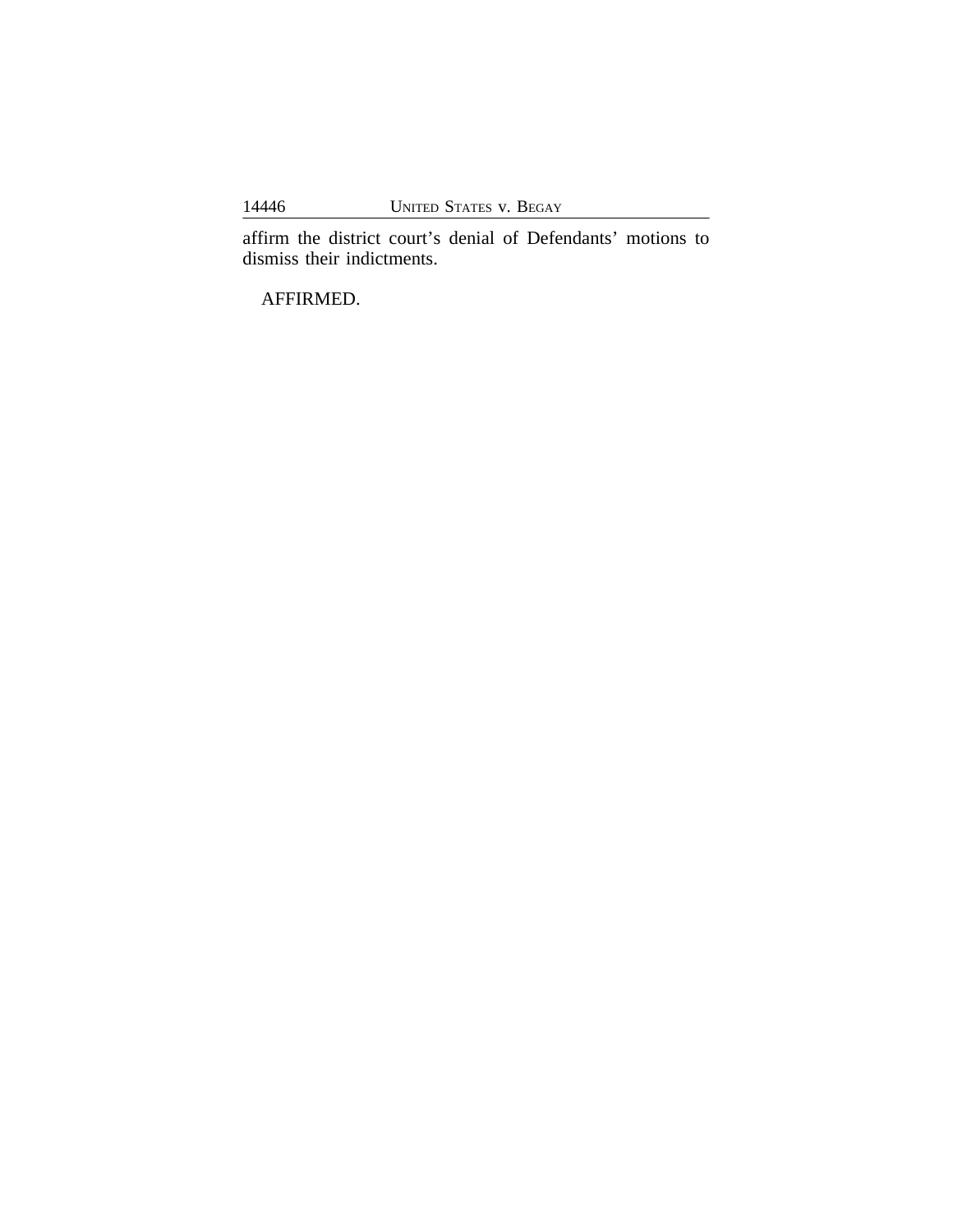affirm the district court's denial of Defendants' motions to dismiss their indictments.

AFFIRMED.